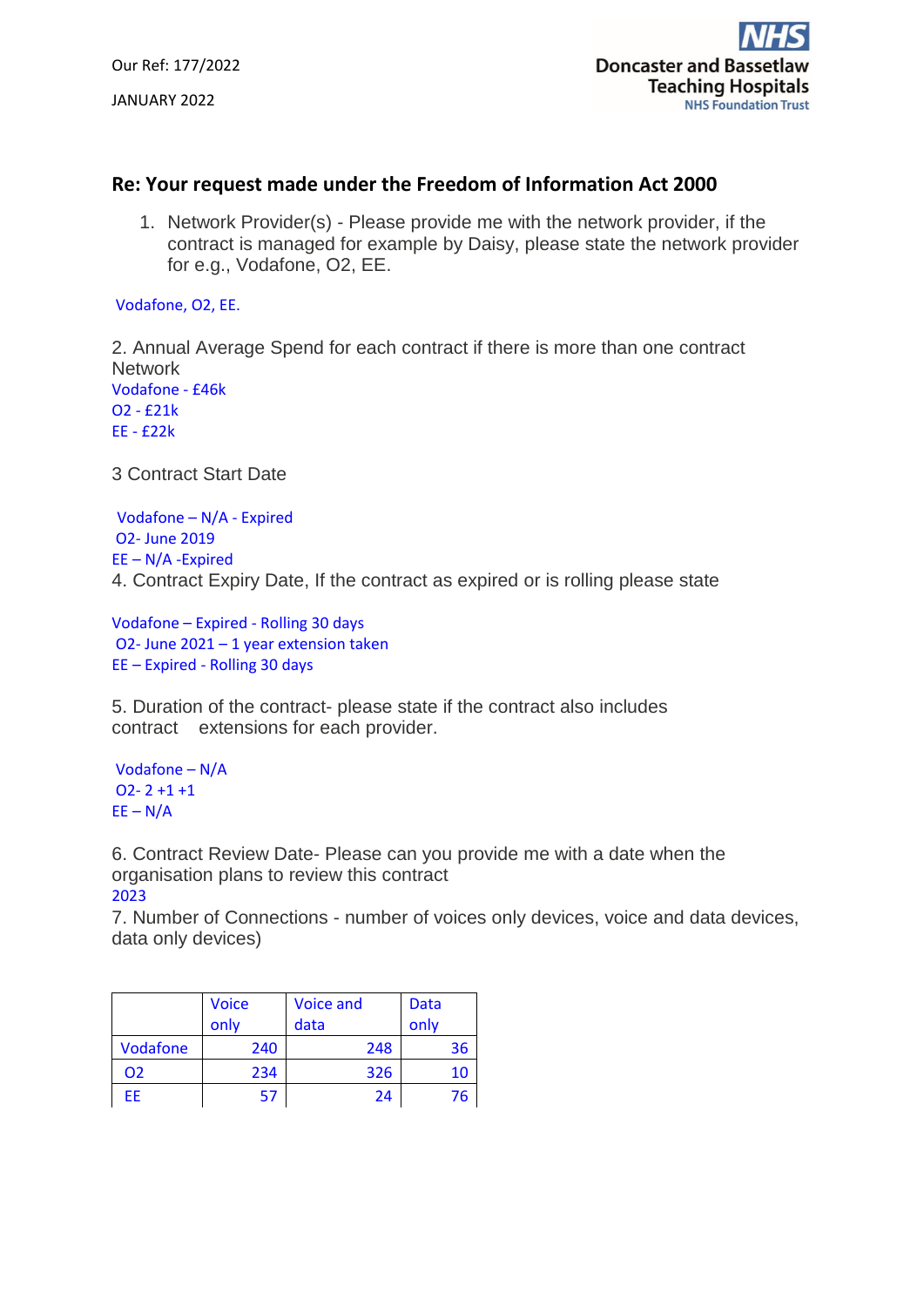Our Ref: 177/2022

JANUARY 2022

Doncaster and Bassetlaw Teaching Hospitals
NHS Foundation Trust

## Re: Your request made under the Freedom of Information Act 2000

1. Network Provider(s) - Please provide me with the network provider, if the contract is managed for example by Daisy, please state the network provider for e.g., Vodafone, O2, EE.

Vodafone, O2, EE.

2. Annual Average Spend for each contract if there is more than one contract Network
Vodafone - £46k
O2 - £21k
EE - £22k

3 Contract Start Date

Vodafone – N/A - Expired
O2- June 2019
EE – N/A -Expired

4. Contract Expiry Date, If the contract as expired or is rolling please state

Vodafone – Expired - Rolling 30 days
O2- June 2021 – 1 year extension taken
EE – Expired - Rolling 30 days

5. Duration of the contract- please state if the contract also includes contract extensions for each provider.

Vodafone – N/A
O2- 2 +1 +1
EE – N/A

6. Contract Review Date- Please can you provide me with a date when the organisation plans to review this contract
2023

7. Number of Connections - number of voices only devices, voice and data devices, data only devices)

| | Voice only | Voice and data | Data only |
|---|---|---|---|
| Vodafone | 240 | 248 | 36 |
| O2 | 234 | 326 | 10 |
| EE | 57 | 24 | 76 |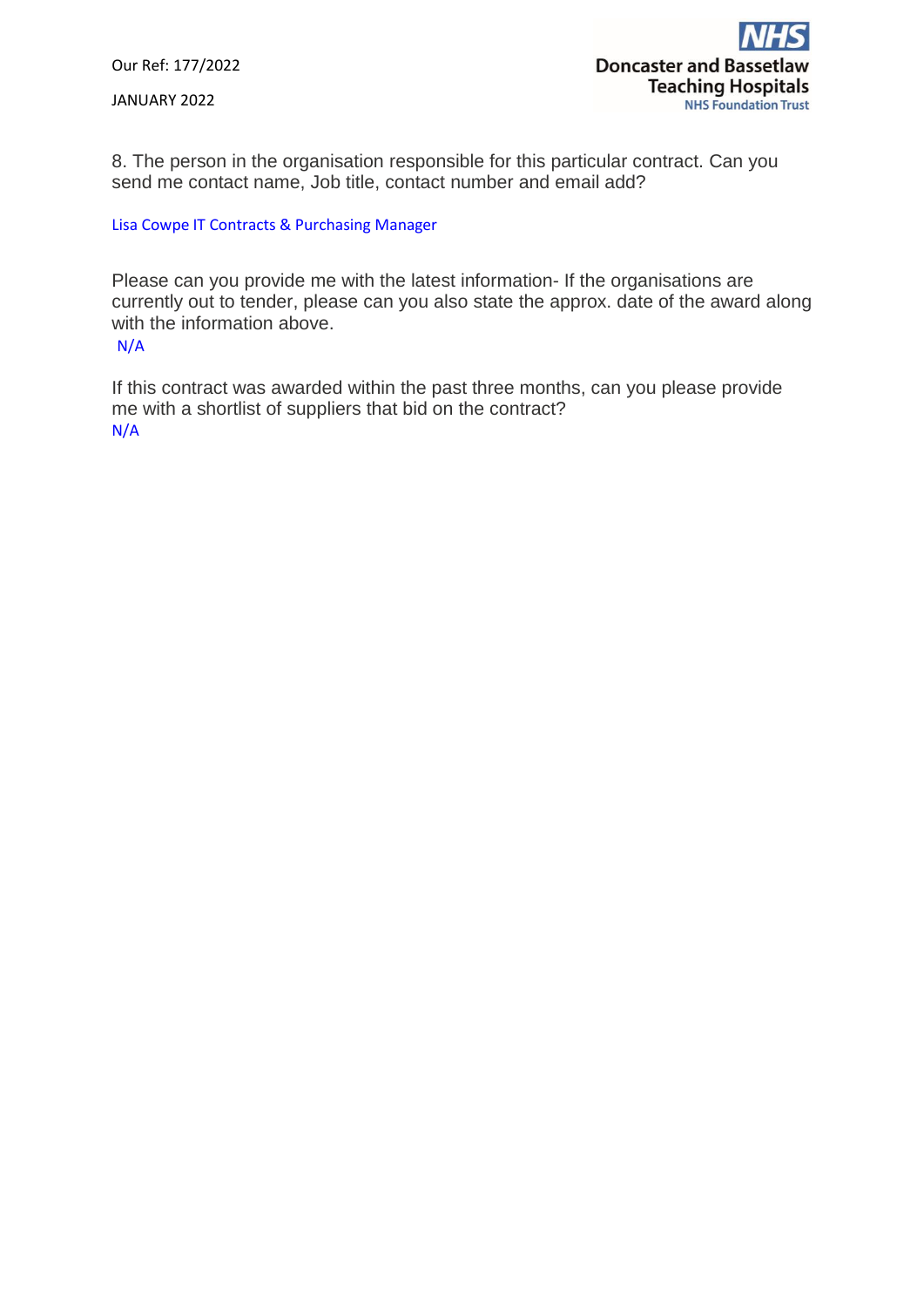8. The person in the organisation responsible for this particular contract. Can you send me contact name, Job title, contact number and email add?

Lisa Cowpe IT Contracts & Purchasing Manager

Please can you provide me with the latest information- If the organisations are currently out to tender, please can you also state the approx. date of the award along with the information above.

N/A

If this contract was awarded within the past three months, can you please provide me with a shortlist of suppliers that bid on the contract?

N/A